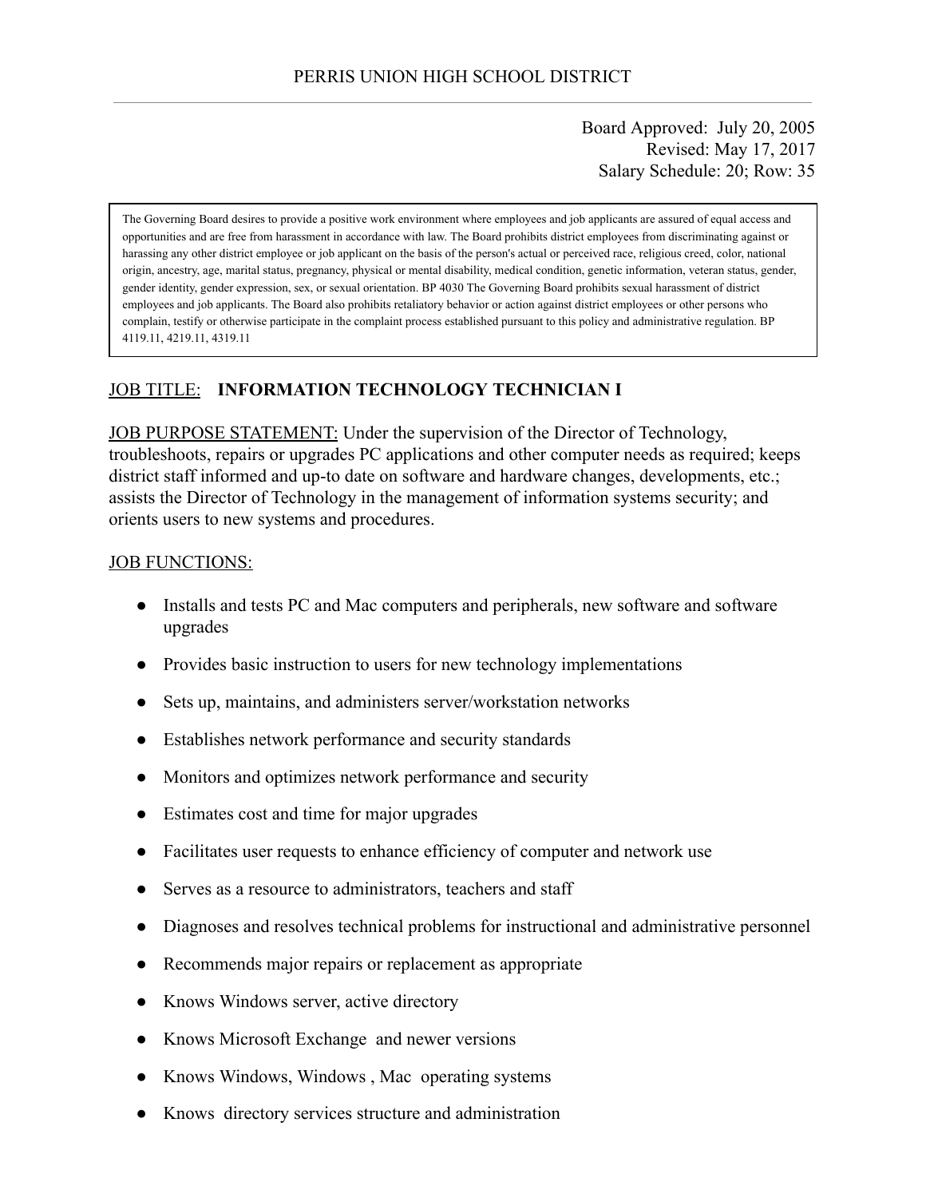# PERRIS UNION HIGH SCHOOL DISTRICT

Board Approved: July 20, 2005
Revised: May 17, 2017
Salary Schedule: 20; Row: 35

> The Governing Board desires to provide a positive work environment where employees and job applicants are assured of equal access and opportunities and are free from harassment in accordance with law. The Board prohibits district employees from discriminating against or harassing any other district employee or job applicant on the basis of the person's actual or perceived race, religious creed, color, national origin, ancestry, age, marital status, pregnancy, physical or mental disability, medical condition, genetic information, veteran status, gender, gender identity, gender expression, sex, or sexual orientation. BP 4030 The Governing Board prohibits sexual harassment of district employees and job applicants. The Board also prohibits retaliatory behavior or action against district employees or other persons who complain, testify or otherwise participate in the complaint process established pursuant to this policy and administrative regulation. BP 4119.11, 4219.11, 4319.11

JOB TITLE: **INFORMATION TECHNOLOGY TECHNICIAN I**

JOB PURPOSE STATEMENT: Under the supervision of the Director of Technology, troubleshoots, repairs or upgrades PC applications and other computer needs as required; keeps district staff informed and up-to date on software and hardware changes, developments, etc.; assists the Director of Technology in the management of information systems security; and orients users to new systems and procedures.

JOB FUNCTIONS:

- Installs and tests PC and Mac computers and peripherals, new software and software upgrades
- Provides basic instruction to users for new technology implementations
- Sets up, maintains, and administers server/workstation networks
- Establishes network performance and security standards
- Monitors and optimizes network performance and security
- Estimates cost and time for major upgrades
- Facilitates user requests to enhance efficiency of computer and network use
- Serves as a resource to administrators, teachers and staff
- Diagnoses and resolves technical problems for instructional and administrative personnel
- Recommends major repairs or replacement as appropriate
- Knows Windows server, active directory
- Knows Microsoft Exchange and newer versions
- Knows Windows, Windows , Mac operating systems
- Knows directory services structure and administration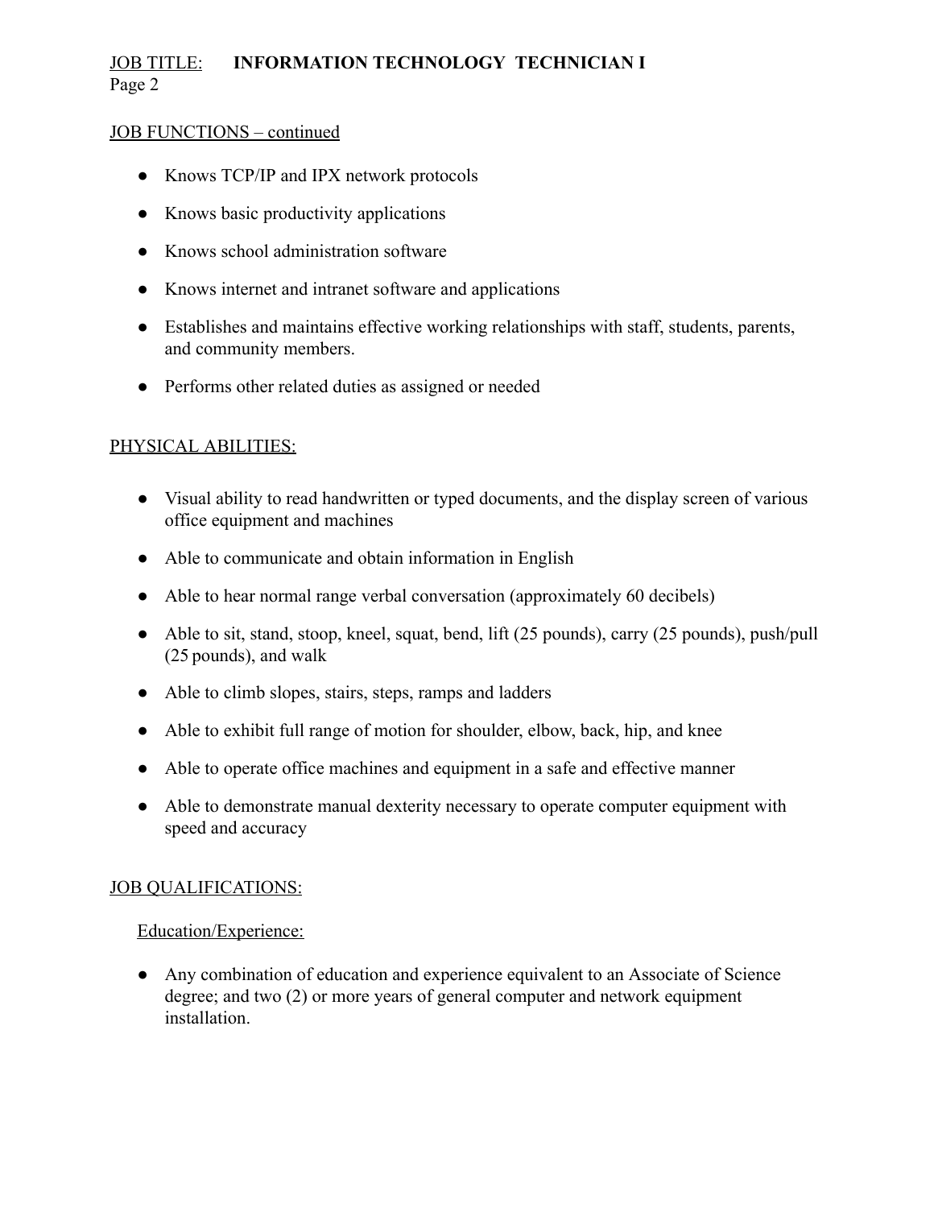## JOB FUNCTIONS – continued

- Knows TCP/IP and IPX network protocols
- Knows basic productivity applications
- Knows school administration software
- Knows internet and intranet software and applications
- Establishes and maintains effective working relationships with staff, students, parents, and community members.
- Performs other related duties as assigned or needed

## PHYSICAL ABILITIES:

- Visual ability to read handwritten or typed documents, and the display screen of various office equipment and machines
- Able to communicate and obtain information in English
- Able to hear normal range verbal conversation (approximately 60 decibels)
- Able to sit, stand, stoop, kneel, squat, bend, lift (25 pounds), carry (25 pounds), push/pull (25 pounds), and walk
- Able to climb slopes, stairs, steps, ramps and ladders
- Able to exhibit full range of motion for shoulder, elbow, back, hip, and knee
- Able to operate office machines and equipment in a safe and effective manner
- Able to demonstrate manual dexterity necessary to operate computer equipment with speed and accuracy

## JOB QUALIFICATIONS:

### Education/Experience:

- Any combination of education and experience equivalent to an Associate of Science degree; and two (2) or more years of general computer and network equipment installation.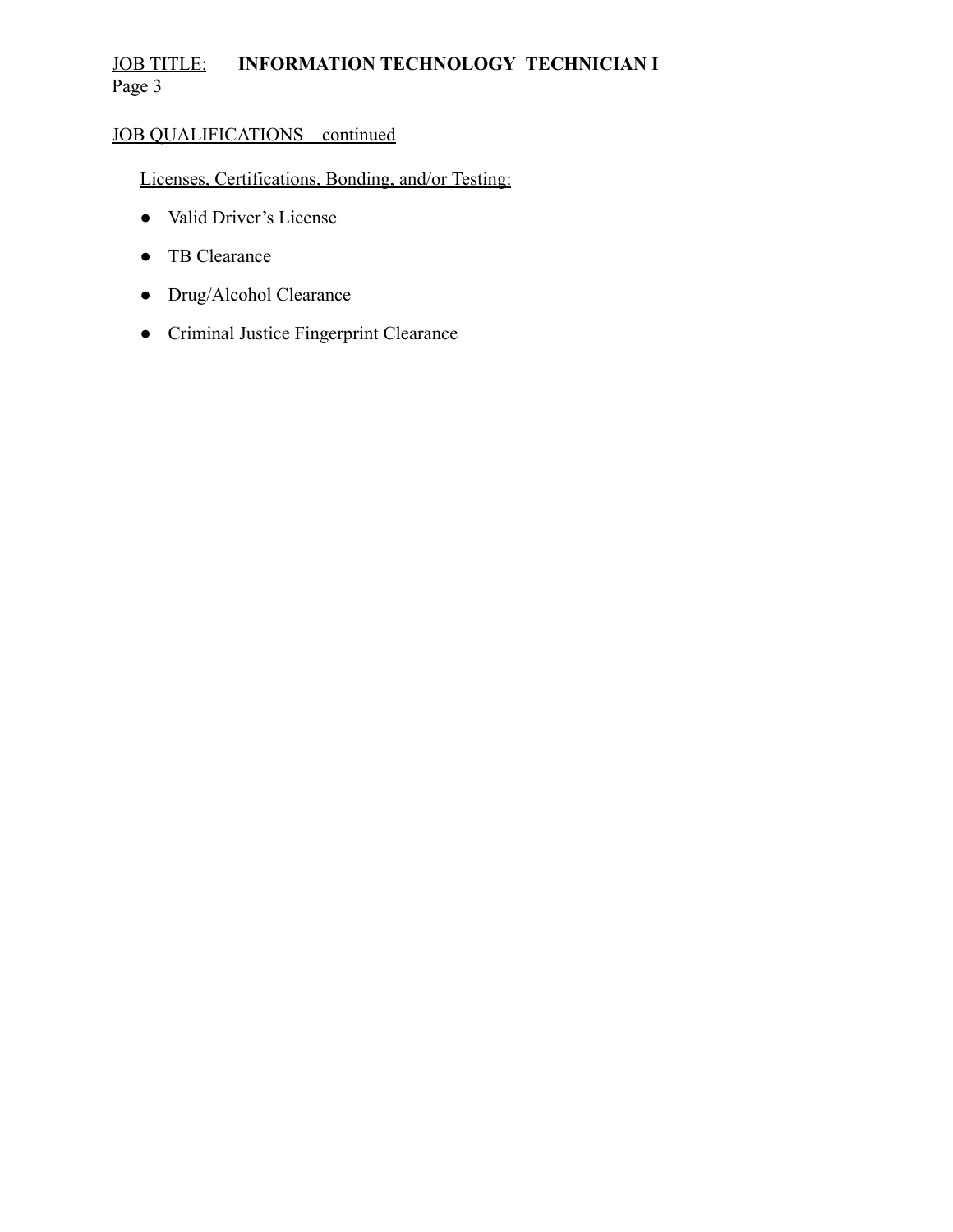JOB QUALIFICATIONS – continued

Licenses, Certifications, Bonding, and/or Testing:

- Valid Driver's License
- TB Clearance
- Drug/Alcohol Clearance
- Criminal Justice Fingerprint Clearance